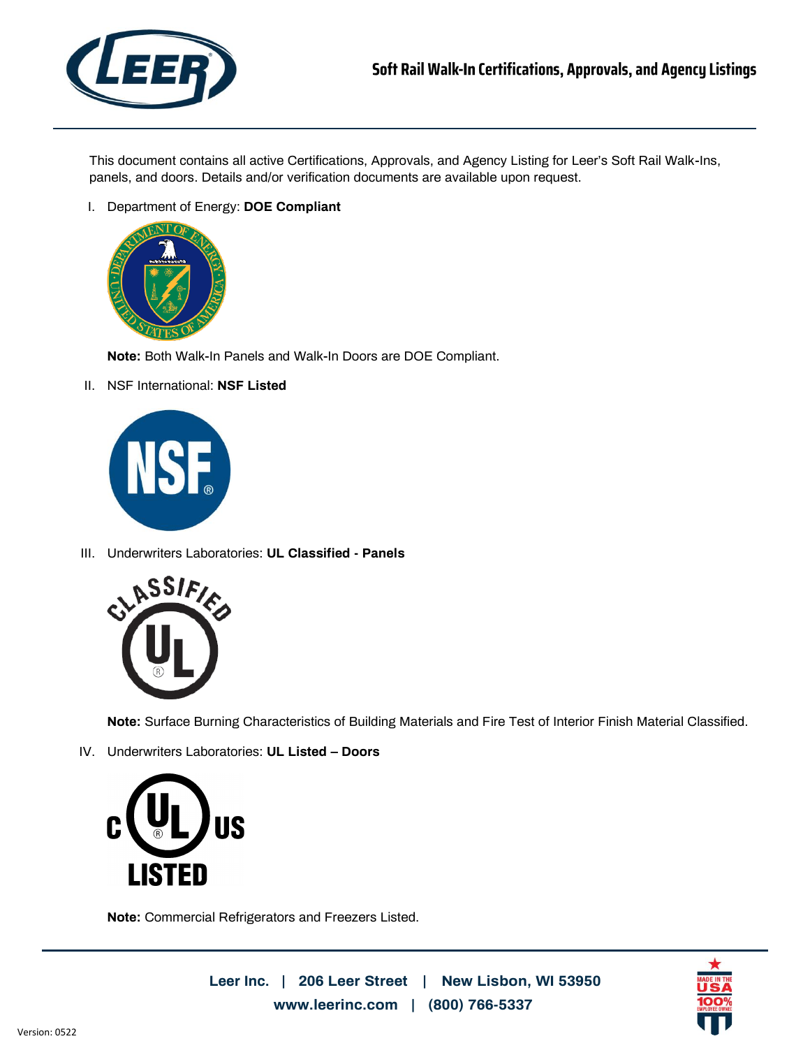# Soft Rail Walk-In Certifications, Approvals, and Agency Listings

This document contains all active Certifications, Approvals, and Agency Listing for Leer's Soft Rail Walk-Ins, panels, and doors. Details and/or verification documents are available upon request.

I. Department of Energy: **DOE Compliant**

   **Note:** Both Walk-In Panels and Walk-In Doors are DOE Compliant.

II. NSF International: **NSF Listed**

III. Underwriters Laboratories: **UL Classified - Panels**

   **Note:** Surface Burning Characteristics of Building Materials and Fire Test of Interior Finish Material Classified.

IV. Underwriters Laboratories: **UL Listed – Doors**

   **Note:** Commercial Refrigerators and Freezers Listed.

Leer Inc. | 206 Leer Street | New Lisbon, WI 53950
www.leerinc.com | (800) 766-5337

Version: 0522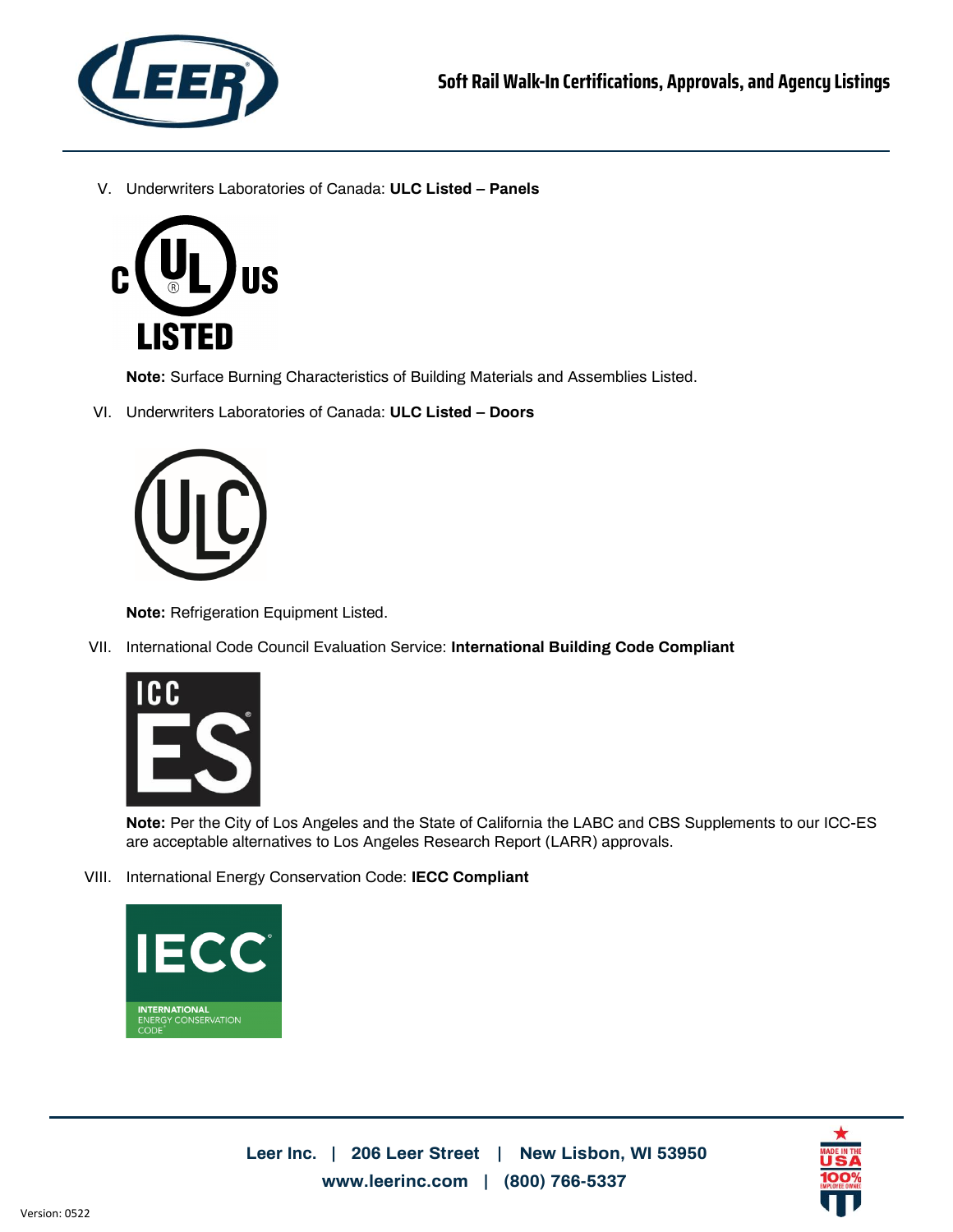V. Underwriters Laboratories of Canada: **ULC Listed – Panels**

**Note:** Surface Burning Characteristics of Building Materials and Assemblies Listed.

VI. Underwriters Laboratories of Canada: **ULC Listed – Doors**

**Note:** Refrigeration Equipment Listed.

VII. International Code Council Evaluation Service: **International Building Code Compliant**

**Note:** Per the City of Los Angeles and the State of California the LABC and CBS Supplements to our ICC-ES are acceptable alternatives to Los Angeles Research Report (LARR) approvals.

VIII. International Energy Conservation Code: **IECC Compliant**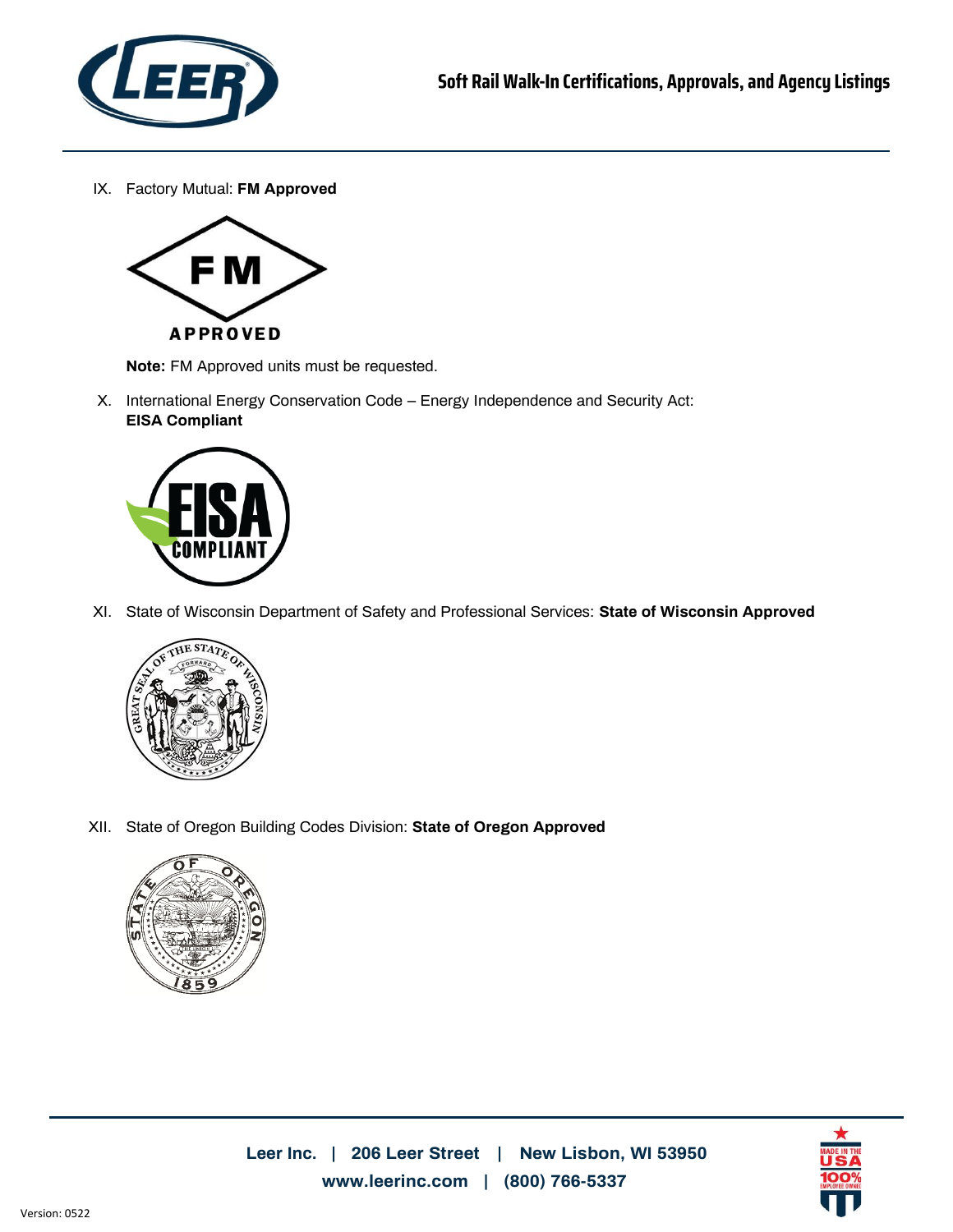IX. Factory Mutual: **FM Approved**

**Note:** FM Approved units must be requested.

X. International Energy Conservation Code – Energy Independence and Security Act: **EISA Compliant**

XI. State of Wisconsin Department of Safety and Professional Services: **State of Wisconsin Approved**

XII. State of Oregon Building Codes Division: **State of Oregon Approved**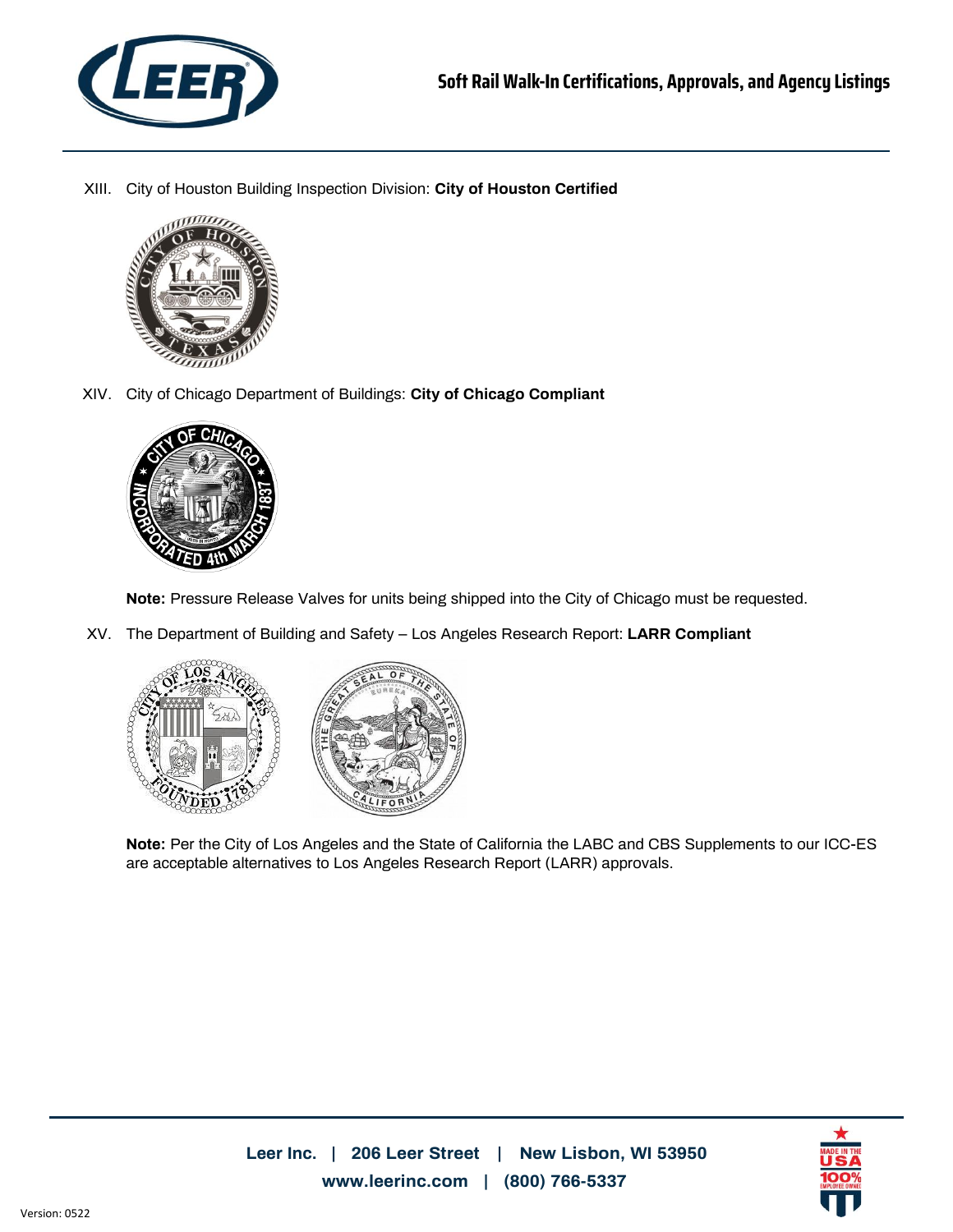XIII. City of Houston Building Inspection Division: **City of Houston Certified**

XIV. City of Chicago Department of Buildings: **City of Chicago Compliant**

**Note:** Pressure Release Valves for units being shipped into the City of Chicago must be requested.

XV. The Department of Building and Safety – Los Angeles Research Report: **LARR Compliant**

**Note:** Per the City of Los Angeles and the State of California the LABC and CBS Supplements to our ICC-ES are acceptable alternatives to Los Angeles Research Report (LARR) approvals.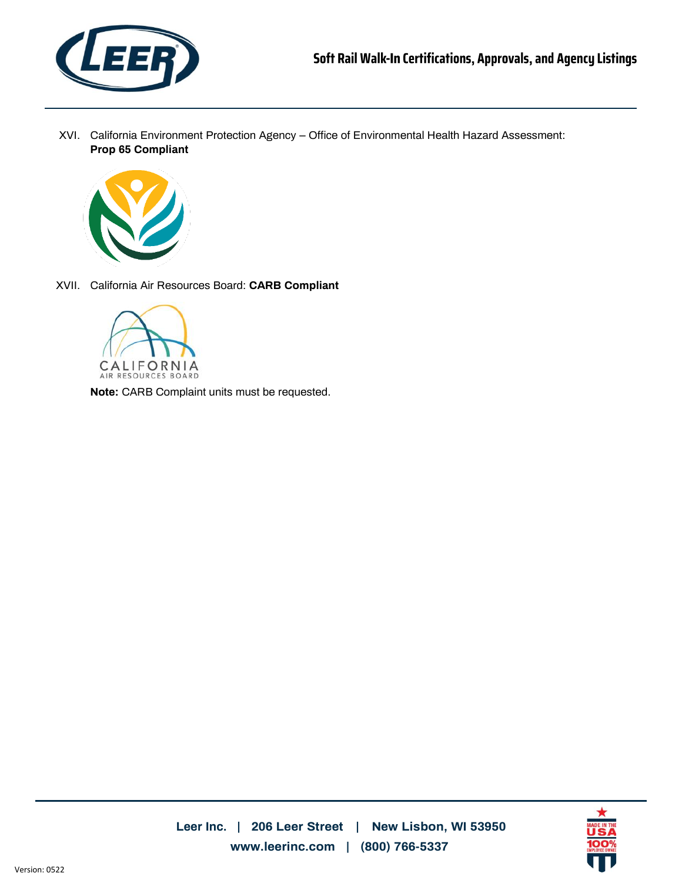XVI. California Environment Protection Agency – Office of Environmental Health Hazard Assessment: **Prop 65 Compliant**

XVII. California Air Resources Board: **CARB Compliant**

**Note:** CARB Complaint units must be requested.